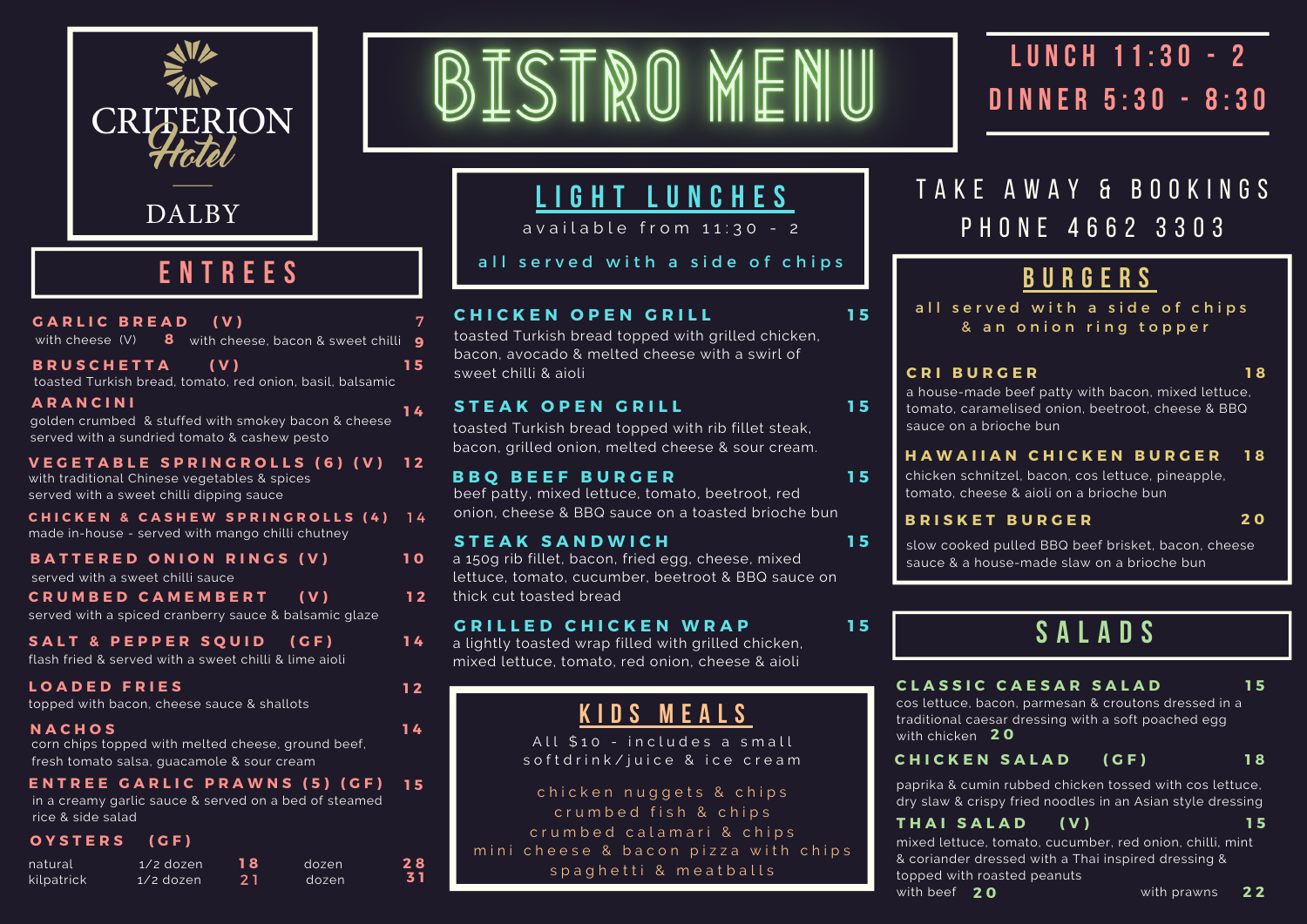# CRITERION Hotel DALBY

# BISTRO MENU

LUNCH 11:30 - 2
DINNER 5:30 - 8:30

TAKE AWAY & BOOKINGS
PHONE 4662 3303

## ENTREES

**GARLIC BREAD (V)** — 7
with cheese (V) 8 with cheese, bacon & sweet chilli 9

**BRUSCHETTA (V)** — 15
toasted Turkish bread, tomato, red onion, basil, balsamic

**ARANCINI** — 14
golden crumbed & stuffed with smokey bacon & cheese served with a sundried tomato & cashew pesto

**VEGETABLE SPRINGROLLS (6) (V)** — 12
with traditional Chinese vegetables & spices served with a sweet chilli dipping sauce

**CHICKEN & CASHEW SPRINGROLLS (4)** — 14
made in-house - served with mango chilli chutney

**BATTERED ONION RINGS (V)** — 10
served with a sweet chilli sauce

**CRUMBED CAMEMBERT (V)** — 12
served with a spiced cranberry sauce & balsamic glaze

**SALT & PEPPER SQUID (GF)** — 14
flash fried & served with a sweet chilli & lime aioli

**LOADED FRIES** — 12
topped with bacon, cheese sauce & shallots

**NACHOS** — 14
corn chips topped with melted cheese, ground beef, fresh tomato salsa, guacamole & sour cream

**ENTREE GARLIC PRAWNS (5) (GF)** — 15
in a creamy garlic sauce & served on a bed of steamed rice & side salad

**OYSTERS (GF)**

| | 1/2 dozen | | dozen | |
|---|---|---|---|---|
| natural | 1/2 dozen | 18 | dozen | 28 |
| kilpatrick | 1/2 dozen | 21 | dozen | 31 |

## LIGHT LUNCHES

available from 11:30 - 2

all served with a side of chips

**CHICKEN OPEN GRILL** — 15
toasted Turkish bread topped with grilled chicken, bacon, avocado & melted cheese with a swirl of sweet chilli & aioli

**STEAK OPEN GRILL** — 15
toasted Turkish bread topped with rib fillet steak, bacon, grilled onion, melted cheese & sour cream.

**BBQ BEEF BURGER** — 15
beef patty, mixed lettuce, tomato, beetroot, red onion, cheese & BBQ sauce on a toasted brioche bun

**STEAK SANDWICH** — 15
a 150g rib fillet, bacon, fried egg, cheese, mixed lettuce, tomato, cucumber, beetroot & BBQ sauce on thick cut toasted bread

**GRILLED CHICKEN WRAP** — 15
a lightly toasted wrap filled with grilled chicken, mixed lettuce, tomato, red onion, cheese & aioli

## KIDS MEALS

All $10 - includes a small softdrink/juice & ice cream

chicken nuggets & chips
crumbed fish & chips
crumbed calamari & chips
mini cheese & bacon pizza with chips
spaghetti & meatballs

## BURGERS

all served with a side of chips & an onion ring topper

**CRI BURGER** — 18
a house-made beef patty with bacon, mixed lettuce, tomato, caramelised onion, beetroot, cheese & BBQ sauce on a brioche bun

**HAWAIIAN CHICKEN BURGER** — 18
chicken schnitzel, bacon, cos lettuce, pineapple, tomato, cheese & aioli on a brioche bun

**BRISKET BURGER** — 20
slow cooked pulled BBQ beef brisket, bacon, cheese sauce & a house-made slaw on a brioche bun

## SALADS

**CLASSIC CAESAR SALAD** — 15
cos lettuce, bacon, parmesan & croutons dressed in a traditional caesar dressing with a soft poached egg
with chicken 20

**CHICKEN SALAD (GF)** — 18
paprika & cumin rubbed chicken tossed with cos lettuce, dry slaw & crispy fried noodles in an Asian style dressing

**THAI SALAD (V)** — 15
mixed lettuce, tomato, cucumber, red onion, chilli, mint & coriander dressed with a Thai inspired dressing & topped with roasted peanuts
with beef 20 with prawns 22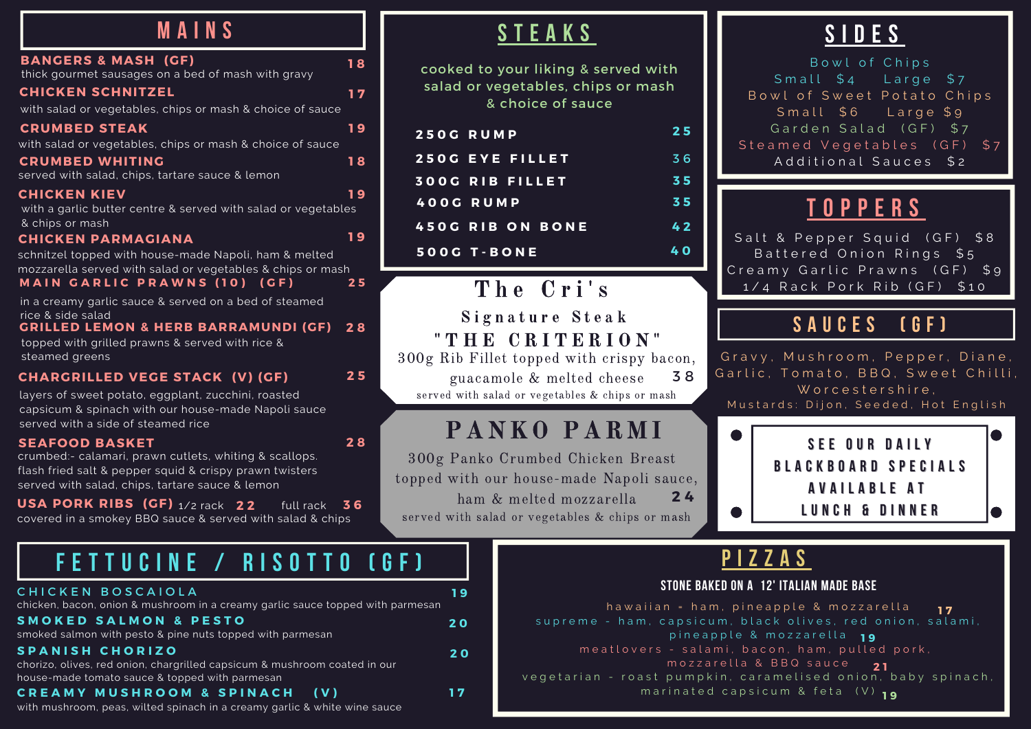# MAINS

**BANGERS & MASH (GF)** 18
thick gourmet sausages on a bed of mash with gravy

**CHICKEN SCHNITZEL** 17
with salad or vegetables, chips or mash & choice of sauce

**CRUMBED STEAK** 19
with salad or vegetables, chips or mash & choice of sauce

**CRUMBED WHITING** 18
served with salad, chips, tartare sauce & lemon

**CHICKEN KIEV** 19
with a garlic butter centre & served with salad or vegetables & chips or mash

**CHICKEN PARMAGIANA** 19
schnitzel topped with house-made Napoli, ham & melted mozzarella served with salad or vegetables & chips or mash

**MAIN GARLIC PRAWNS (10) (GF)** 25
in a creamy garlic sauce & served on a bed of steamed rice & side salad

**GRILLED LEMON & HERB BARRAMUNDI (GF)** 28
topped with grilled prawns & served with rice & steamed greens

**CHARGRILLED VEGE STACK (V) (GF)** 25
layers of sweet potato, eggplant, zucchini, roasted capsicum & spinach with our house-made Napoli sauce served with a side of steamed rice

**SEAFOOD BASKET** 28
crumbed:- calamari, prawn cutlets, whiting & scallops. flash fried salt & pepper squid & crispy prawn twisters served with salad, chips, tartare sauce & lemon

**USA PORK RIBS (GF)** 1/2 rack 22 full rack 36
covered in a smokey BBQ sauce & served with salad & chips

# STEAKS

cooked to your liking & served with salad or vegetables, chips or mash & choice of sauce

| | |
|---|---|
| 250G RUMP | 25 |
| 250G EYE FILLET | 36 |
| 300G RIB FILLET | 35 |
| 400G RUMP | 35 |
| 450G RIB ON BONE | 42 |
| 500G T-BONE | 40 |

## The Cri's Signature Steak "THE CRITERION"

300g Rib Fillet topped with crispy bacon, guacamole & melted cheese 38
served with salad or vegetables & chips or mash

## PANKO PARMI

300g Panko Crumbed Chicken Breast topped with our house-made Napoli sauce, ham & melted mozzarella 24
served with salad or vegetables & chips or mash

# SIDES

Bowl of Chips
Small $4 Large $7
Bowl of Sweet Potato Chips
Small $6 Large $9
Garden Salad (GF) $7
Steamed Vegetables (GF) $7
Additional Sauces $2

# TOPPERS

Salt & Pepper Squid (GF) $8
Battered Onion Rings $5
Creamy Garlic Prawns (GF) $9
1/4 Rack Pork Rib (GF) $10

# SAUCES (GF)

Gravy, Mushroom, Pepper, Diane, Garlic, Tomato, BBQ, Sweet Chilli, Worcestershire,
Mustards: Dijon, Seeded, Hot English

**SEE OUR DAILY BLACKBOARD SPECIALS AVAILABLE AT LUNCH & DINNER**

# FETTUCINE / RISOTTO (GF)

**CHICKEN BOSCAIOLA** 19
chicken, bacon, onion & mushroom in a creamy garlic sauce topped with parmesan

**SMOKED SALMON & PESTO** 20
smoked salmon with pesto & pine nuts topped with parmesan

**SPANISH CHORIZO** 20
chorizo, olives, red onion, chargrilled capsicum & mushroom coated in our house-made tomato sauce & topped with parmesan

**CREAMY MUSHROOM & SPINACH (V)** 17
with mushroom, peas, wilted spinach in a creamy garlic & white wine sauce

# PIZZAS

**STONE BAKED ON A 12' ITALIAN MADE BASE**

hawaiian - ham, pineapple & mozzarella 17
supreme - ham, capsicum, black olives, red onion, salami, pineapple & mozzarella 19
meatlovers - salami, bacon, ham, pulled pork, mozzarella & BBQ sauce 21
vegetarian - roast pumpkin, caramelised onion, baby spinach, marinated capsicum & feta (V) 19